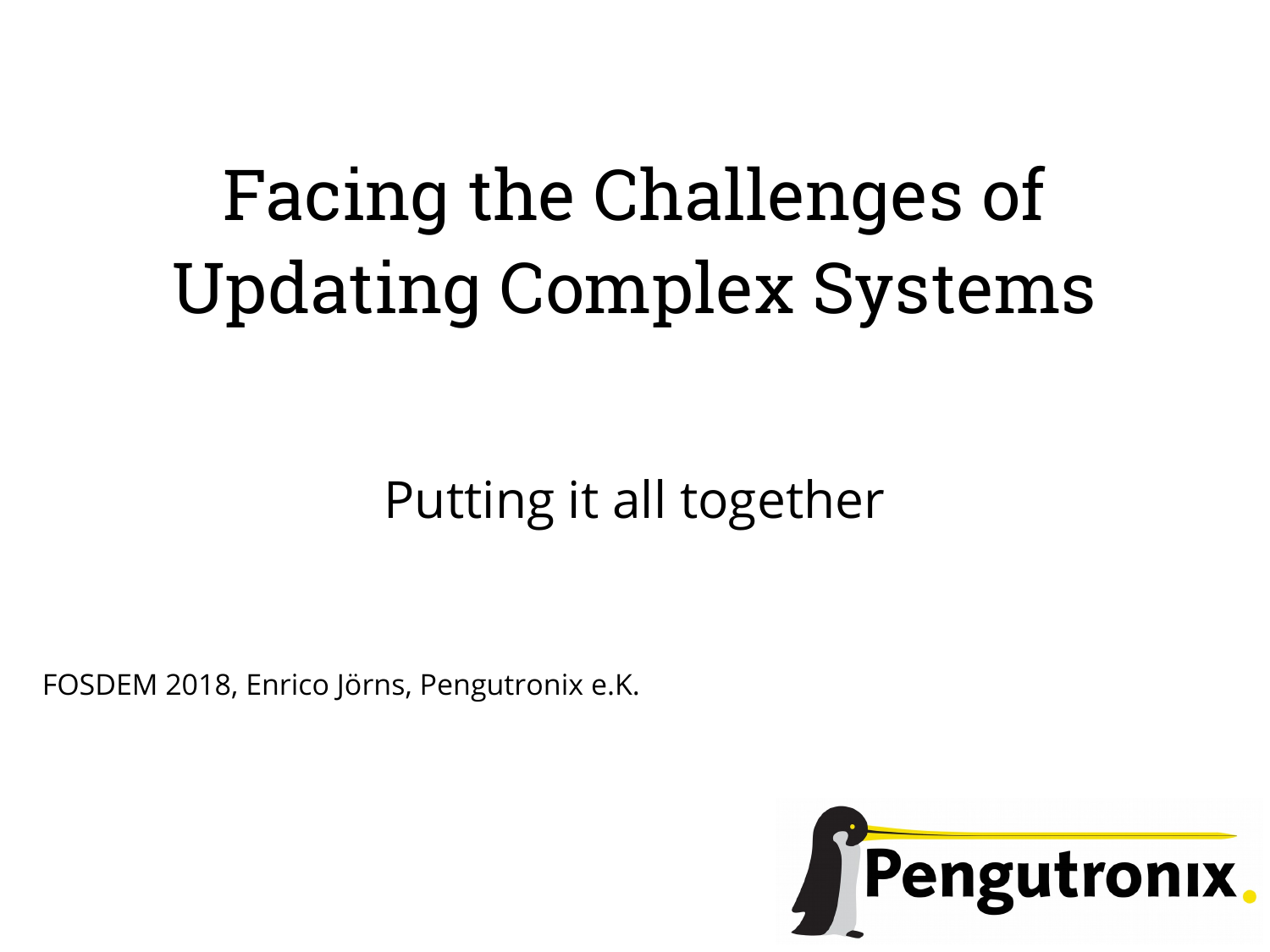# Facing the Challenges of Updating Complex Systems

## Putting it all together

FOSDEM 2018, Enrico Jörns, Pengutronix e.K.

Pengutronix.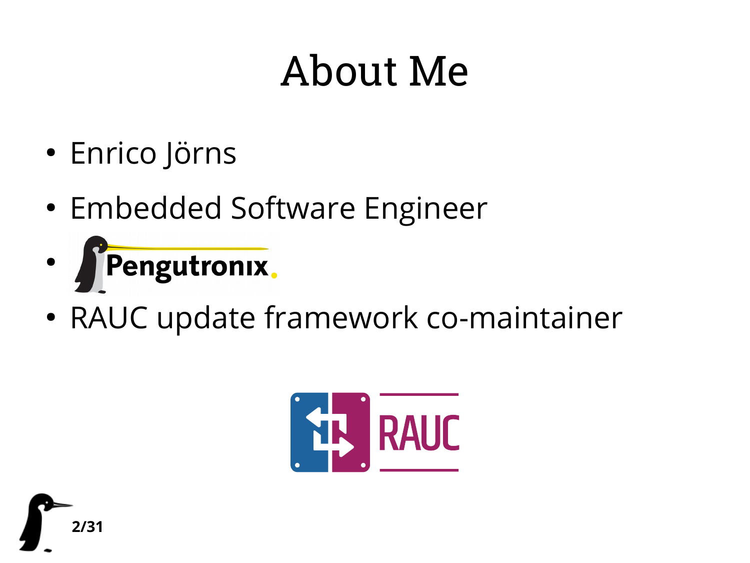# About Me

- Enrico Jörns
- Embedded Software Engineer
- Pengutronix
- RAUC update framework co-maintainer

RAUC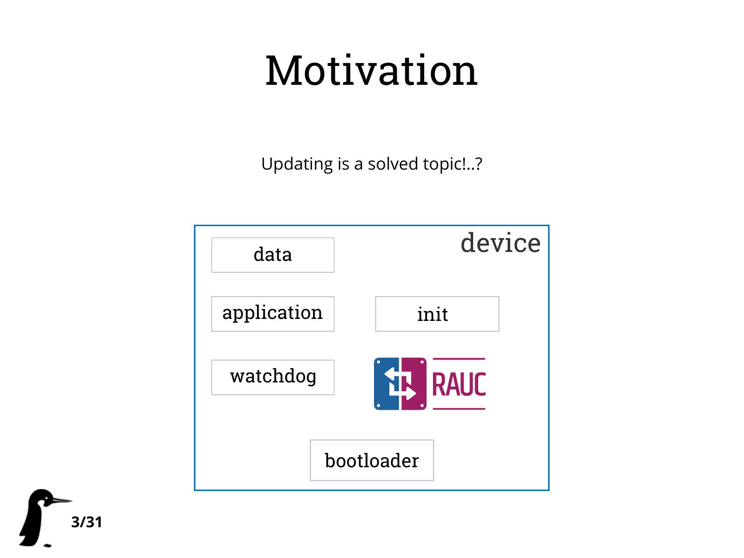# Motivation

Updating is a solved topic!..?

device

data

application

init

watchdog

RAUC

bootloader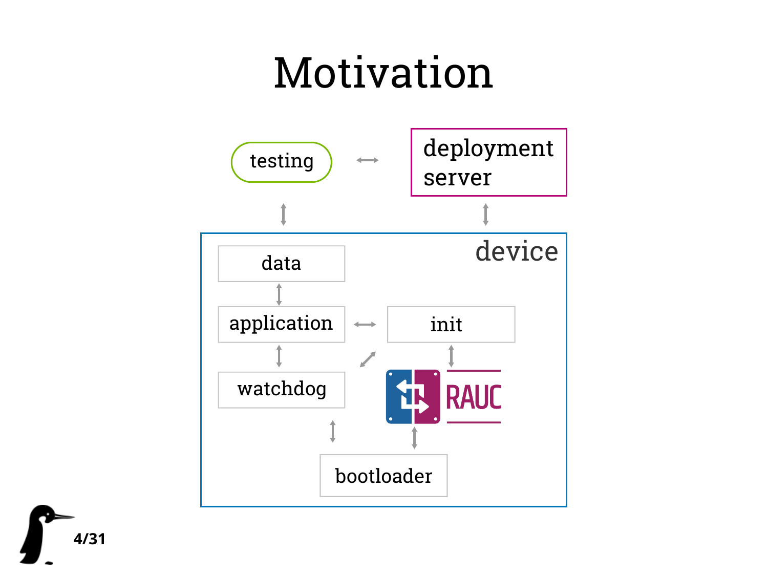# Motivation

testing ↔ deployment server

device

data

application ↔ init

watchdog

RAUC

bootloader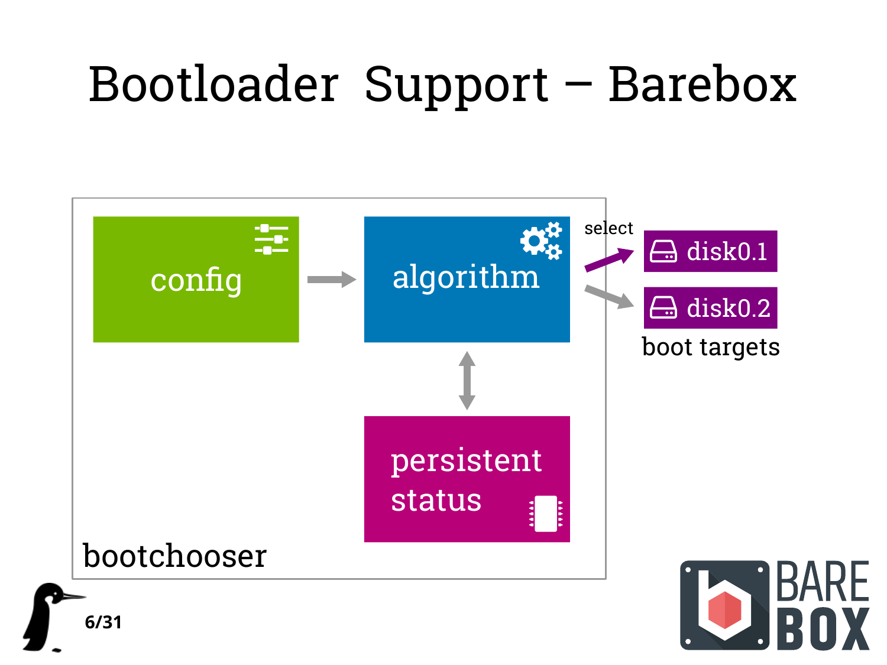# Bootloader Support – Barebox

config

algorithm

persistent status

bootchooser

select

disk0.1

disk0.2

boot targets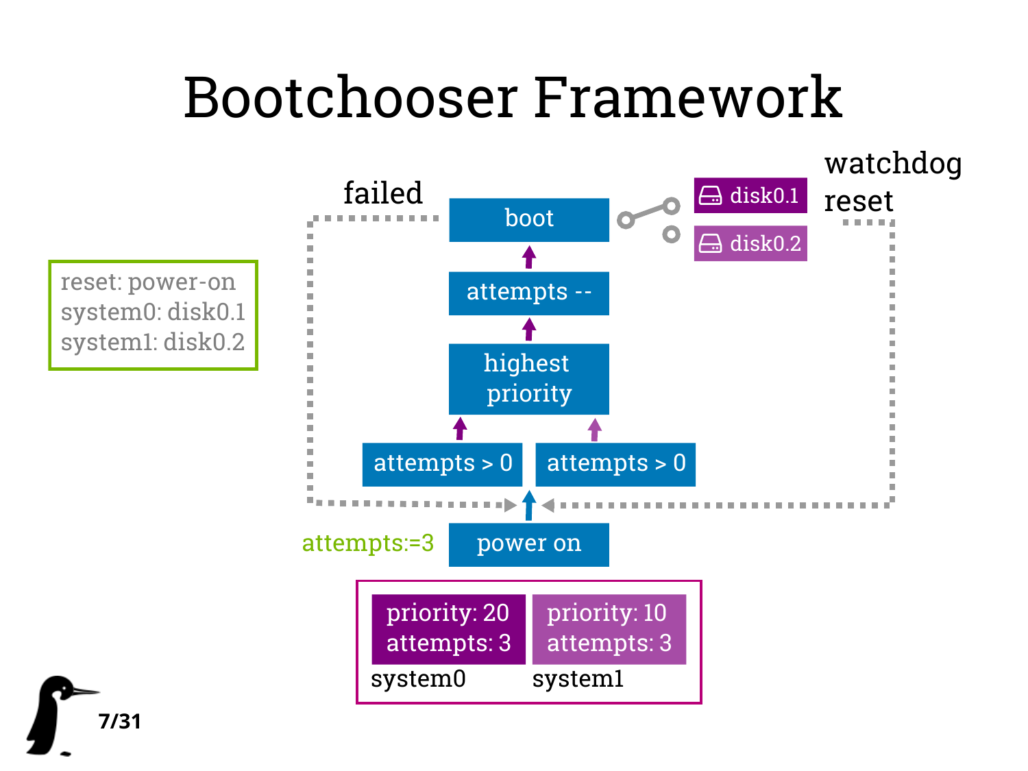# Bootchooser Framework

reset: power-on
system0: disk0.1
system1: disk0.2

failed

watchdog reset

boot

disk0.1

disk0.2

attempts --

highest priority

attempts > 0

attempts > 0

attempts:=3

power on

| system0 | system1 |
| --- | --- |
| priority: 20<br>attempts: 3 | priority: 10<br>attempts: 3 |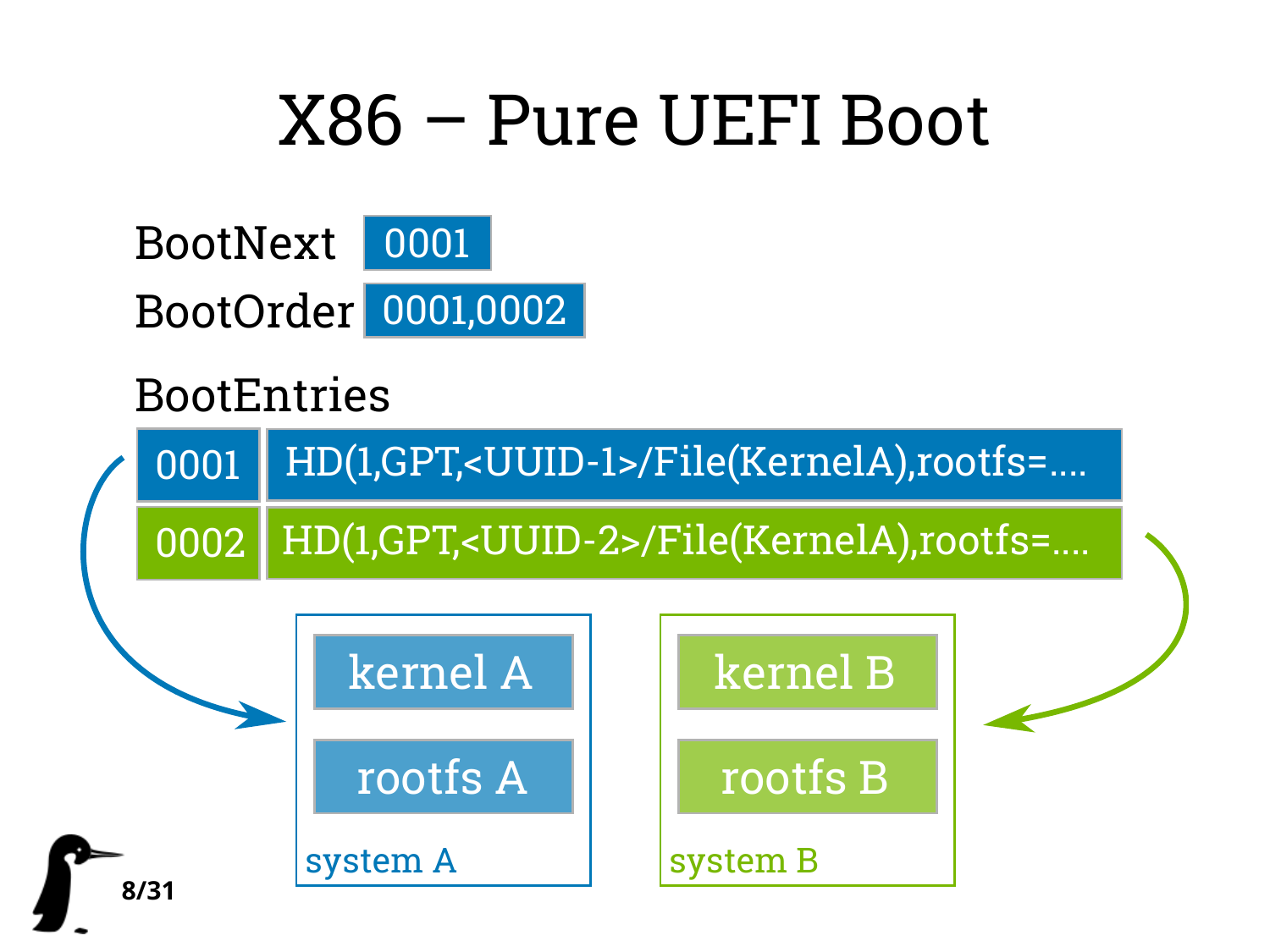# X86 – Pure UEFI Boot

BootNext 0001

BootOrder 0001,0002

BootEntries

| | |
|---|---|
| 0001 | HD(1,GPT,<UUID-1>/File(KernelA),rootfs=.... |
| 0002 | HD(1,GPT,<UUID-2>/File(KernelA),rootfs=.... |

system A: kernel A, rootfs A

system B: kernel B, rootfs B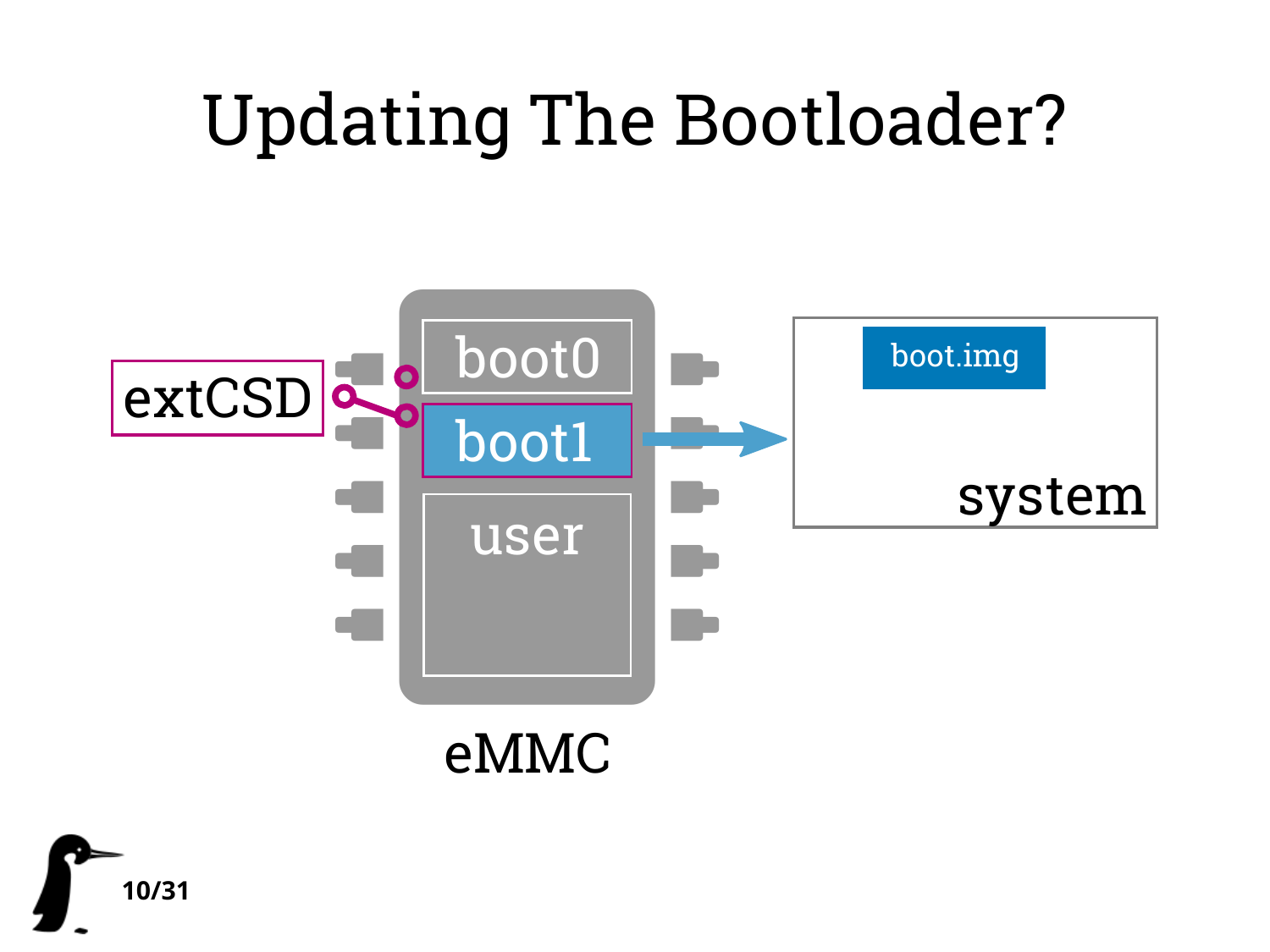# Updating The Bootloader?

extCSD

boot0

boot1

user

eMMC

boot.img

system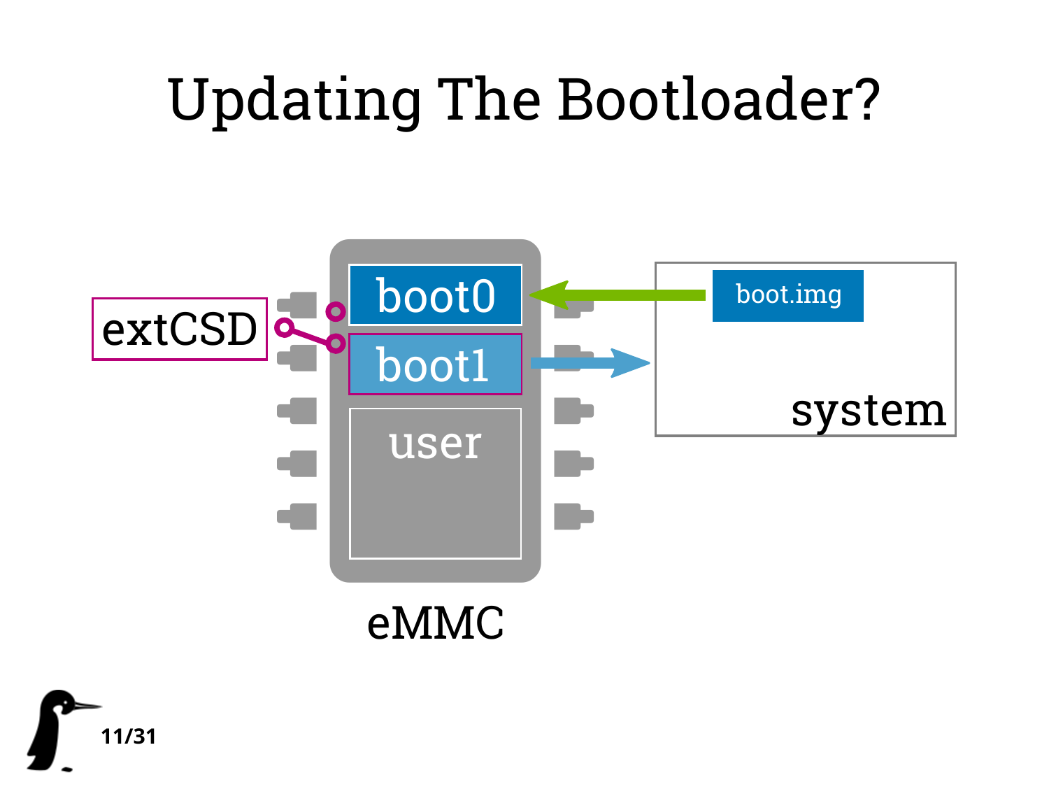# Updating The Bootloader?

extCSD

boot0

boot1

user

eMMC

boot.img

system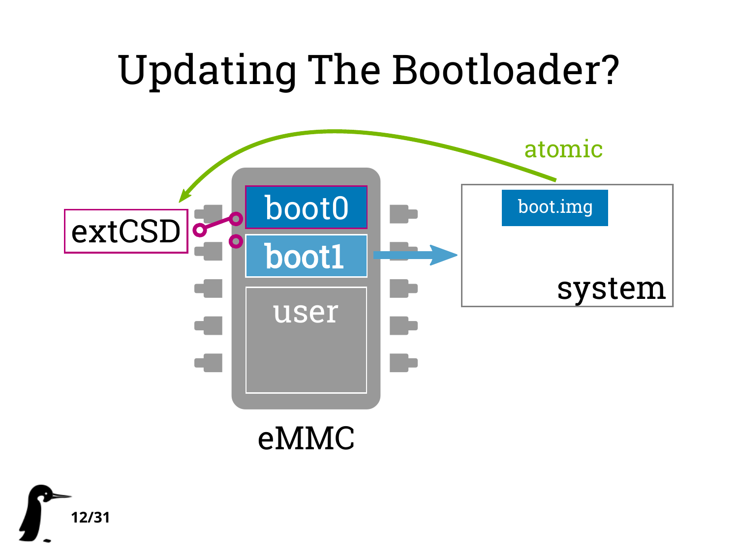# Updating The Bootloader?

atomic

extCSD

boot0

boot1

user

eMMC

boot.img

system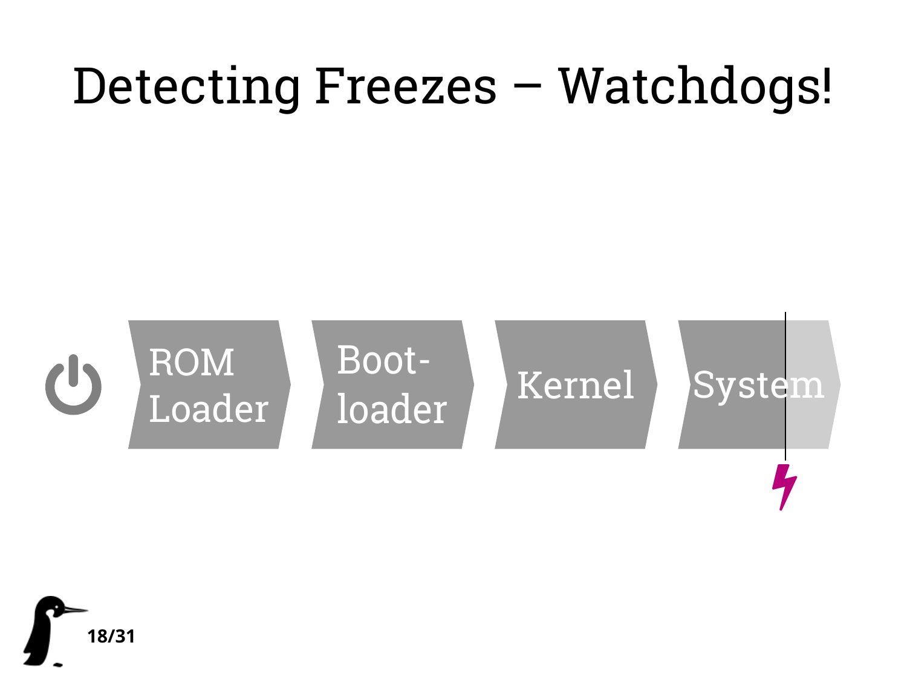# Detecting Freezes – Watchdogs!

ROM Loader | Boot-loader | Kernel | System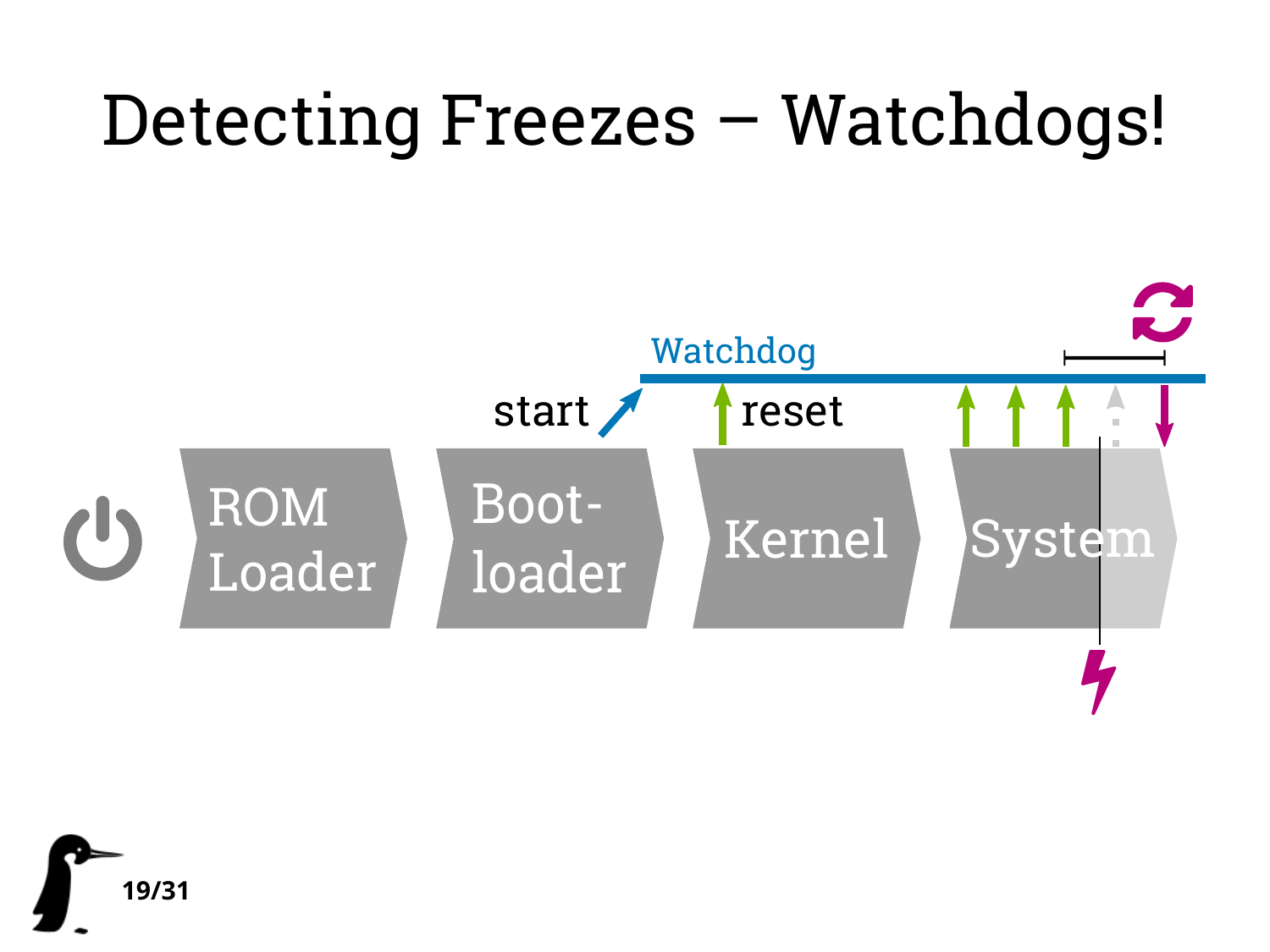# Detecting Freezes – Watchdogs!

Watchdog

start

reset

ROM Loader

Boot-loader

Kernel

System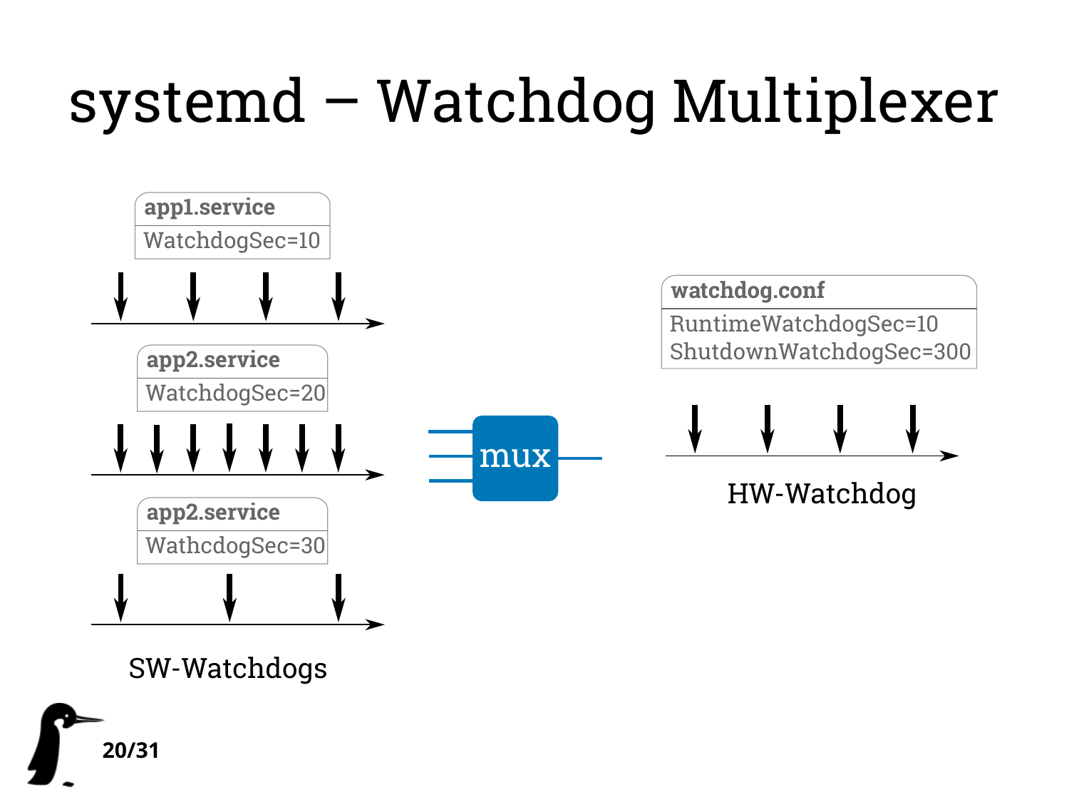# systemd – Watchdog Multiplexer

**app1.service**
WatchdogSec=10

**app2.service**
WatchdogSec=20

**app2.service**
WathcdogSec=30

SW-Watchdogs

mux

**watchdog.conf**
RuntimeWatchdogSec=10
ShutdownWatchdogSec=300

HW-Watchdog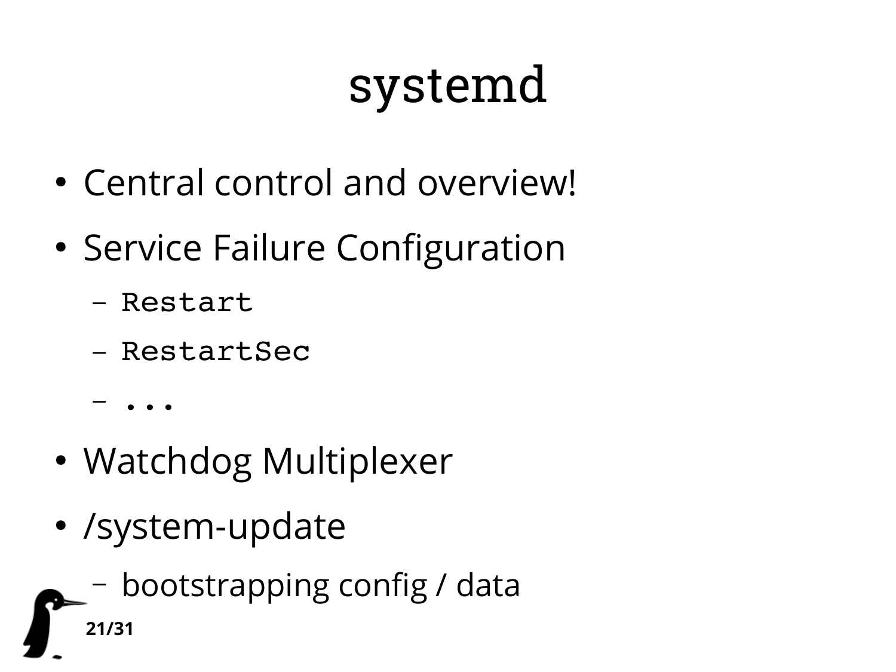# systemd

- Central control and overview!
- Service Failure Configuration
  - `Restart`
  - `RestartSec`
  - `...`
- Watchdog Multiplexer
- /system-update
  - bootstrapping config / data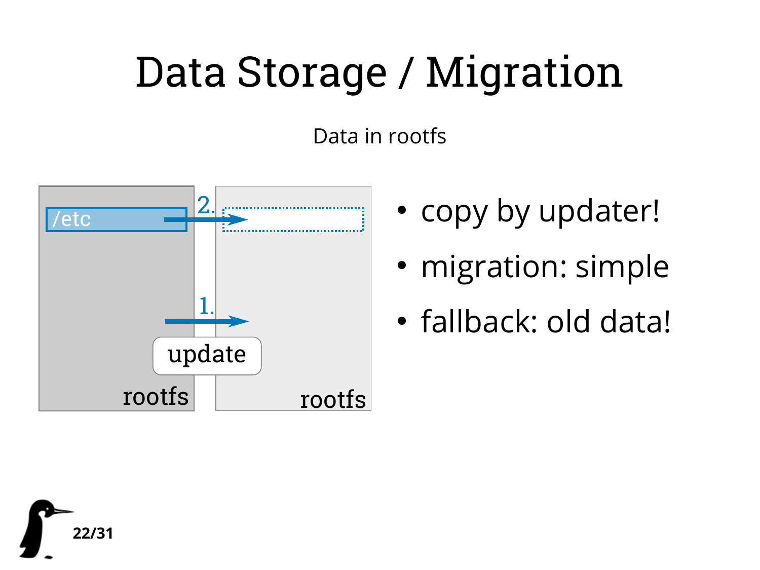# Data Storage / Migration

Data in rootfs

- copy by updater!
- migration: simple
- fallback: old data!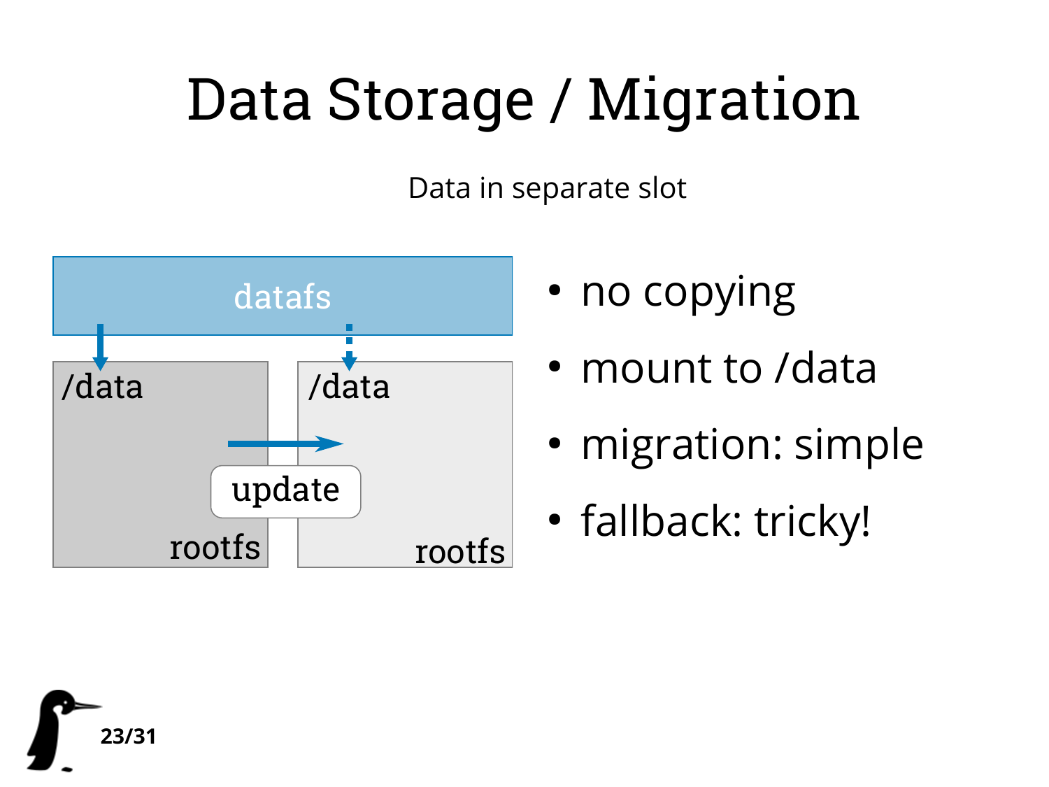# Data Storage / Migration

Data in separate slot

datafs

/data

/data

update

rootfs

rootfs

- no copying
- mount to /data
- migration: simple
- fallback: tricky!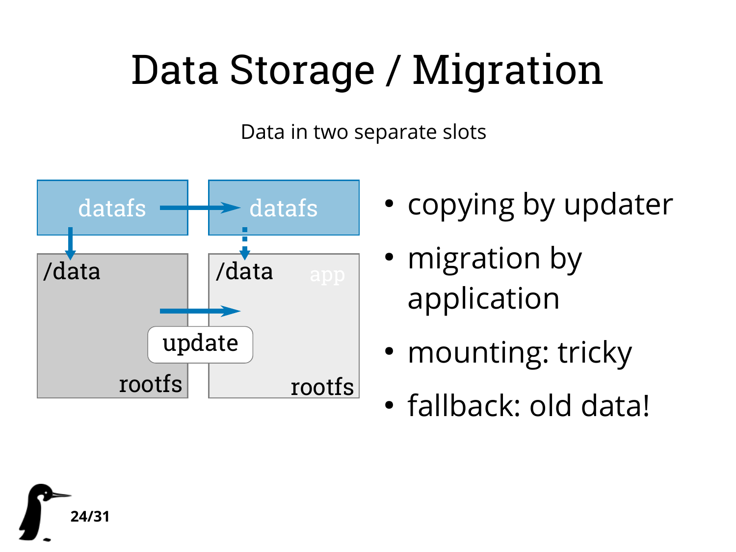# Data Storage / Migration

Data in two separate slots

datafs → datafs

/data    /data app

update

rootfs    rootfs

- copying by updater
- migration by application
- mounting: tricky
- fallback: old data!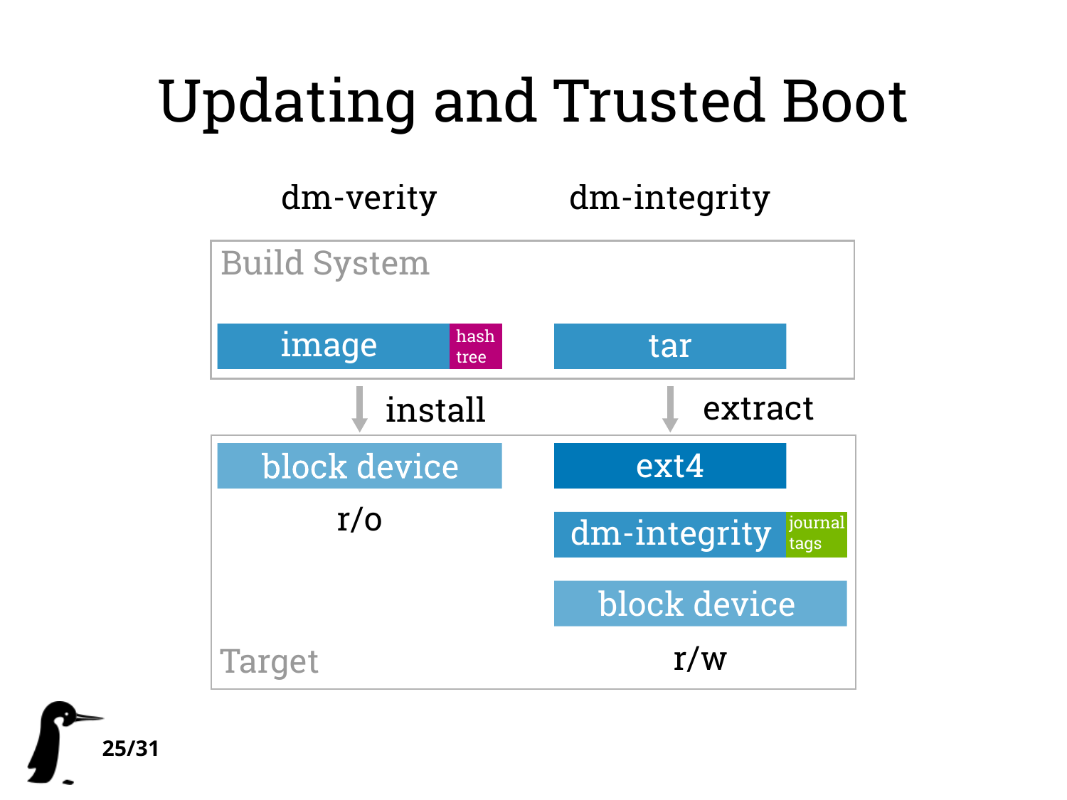# Updating and Trusted Boot

dm-verity

dm-integrity

Build System

image | hash tree

tar

install

extract

block device

r/o

ext4

dm-integrity | journal tags

block device

r/w

Target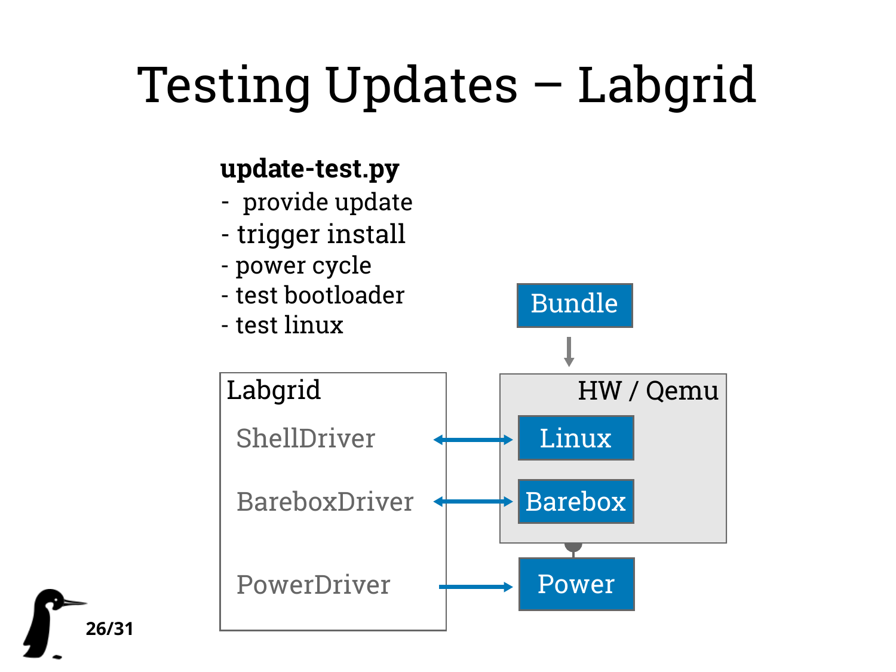# Testing Updates – Labgrid

**update-test.py**

- provide update
- trigger install
- power cycle
- test bootloader
- test linux

Bundle

Labgrid

- ShellDriver
- BareboxDriver
- PowerDriver

HW / Qemu

- Linux
- Barebox

Power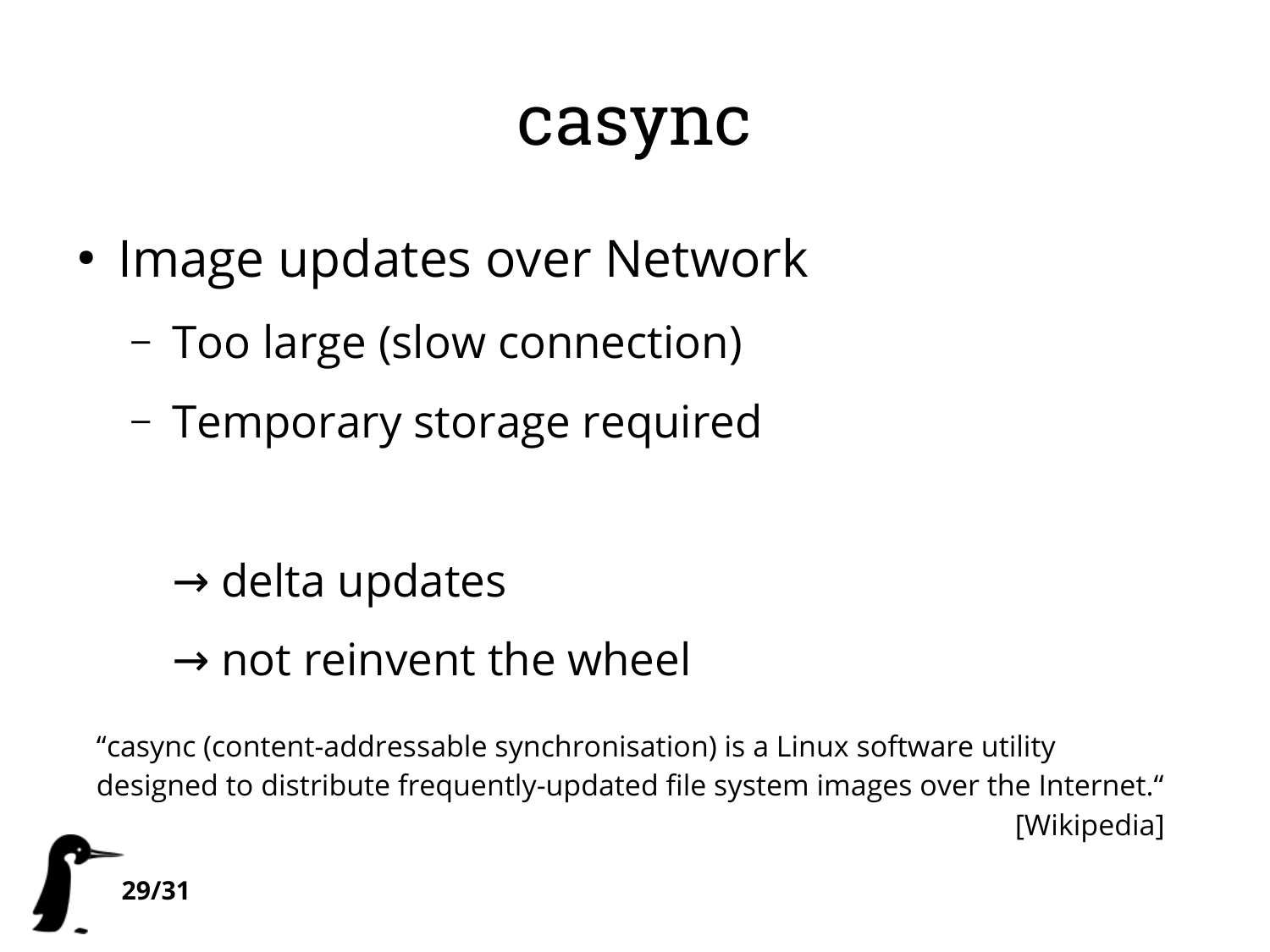# casync

- Image updates over Network
  - Too large (slow connection)
  - Temporary storage required

  → delta updates

  → not reinvent the wheel

“casync (content-addressable synchronisation) is a Linux software utility designed to distribute frequently-updated file system images over the Internet.“

[Wikipedia]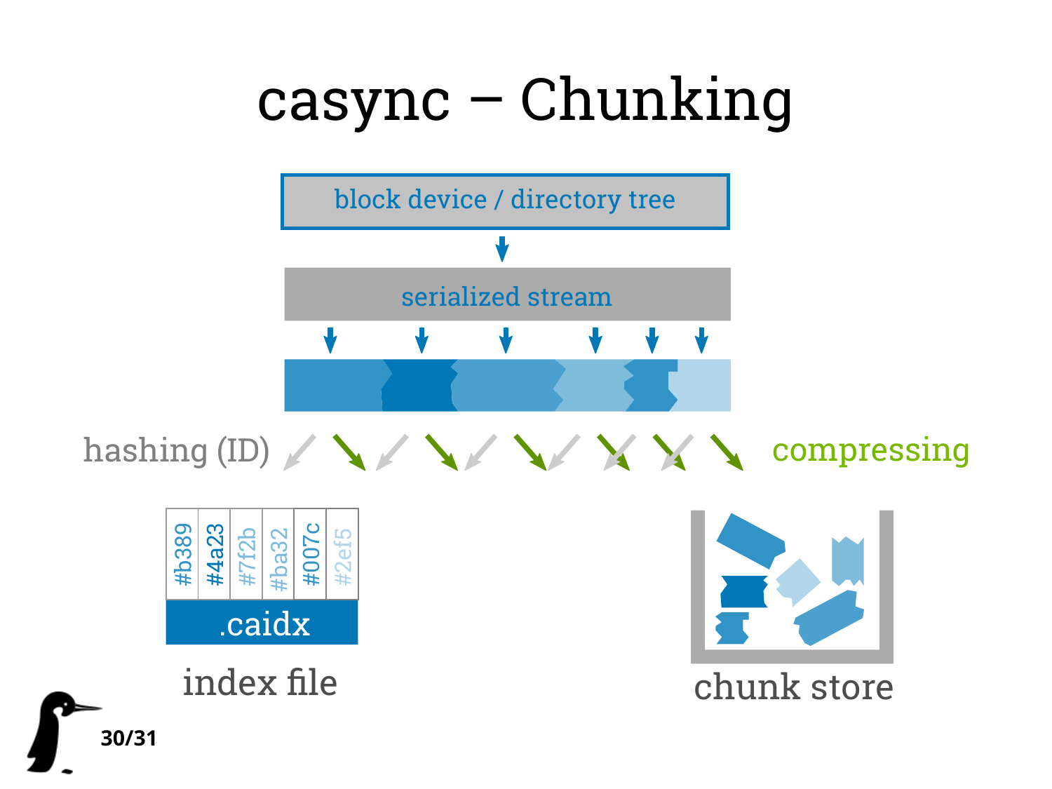# casync – Chunking

block device / directory tree

serialized stream

hashing (ID)

compressing

| #b389 | #4a23 | #7f2b | #ba32 | #007c | #2ef5 |
|---|---|---|---|---|---|

.caidx

index file

chunk store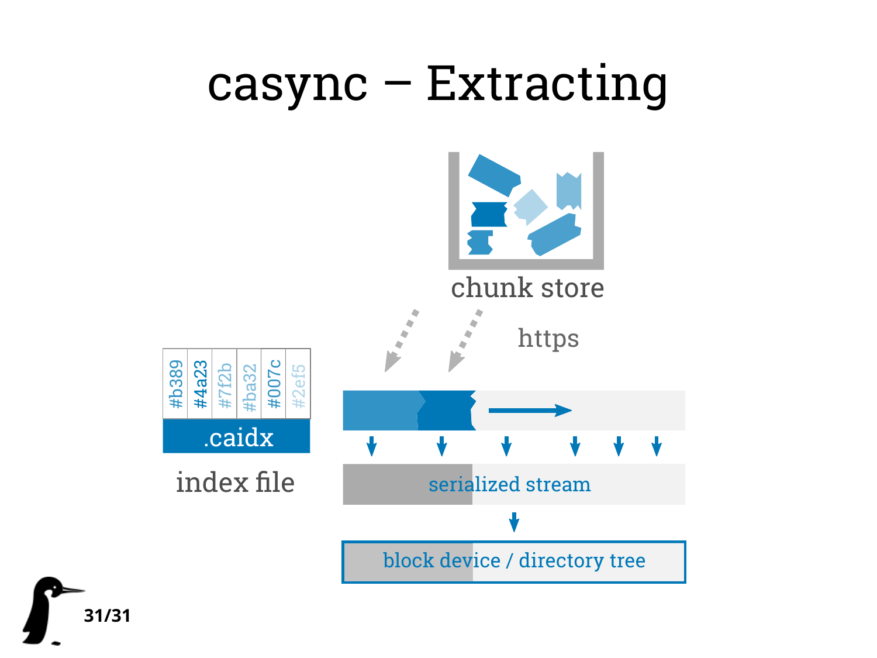# casync – Extracting

chunk store

https

#b389 #4a23 #7f2b #ba32 #007c #2ef5

.caidx

index file

serialized stream

block device / directory tree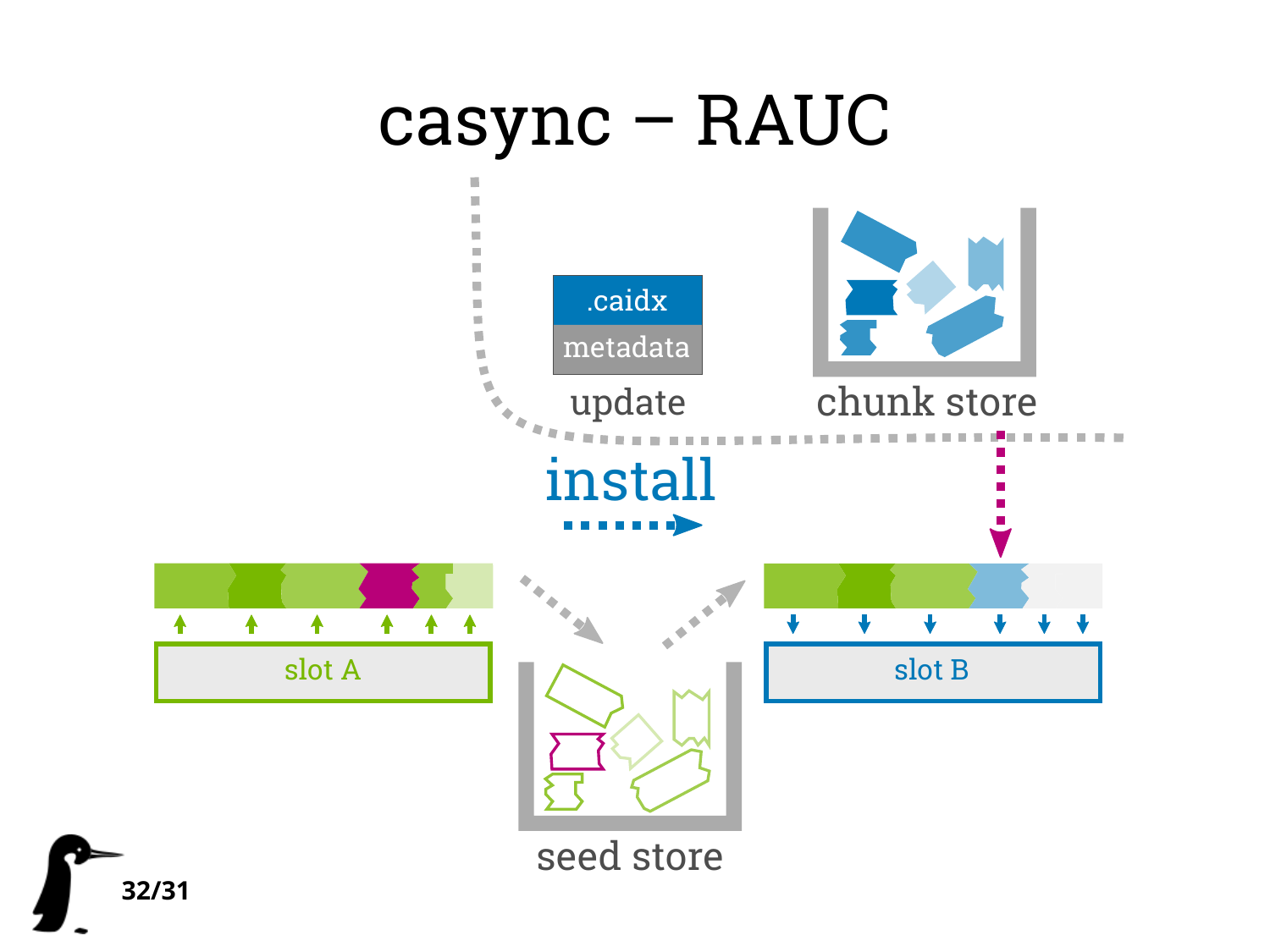# casync – RAUC

.caidx

metadata

update

chunk store

install

slot A

seed store

slot B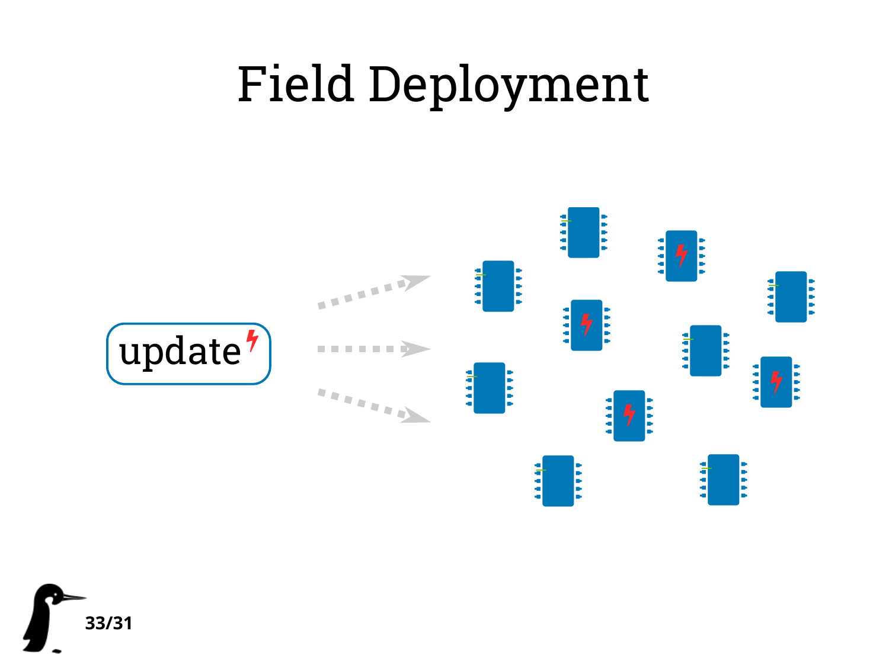# Field Deployment

update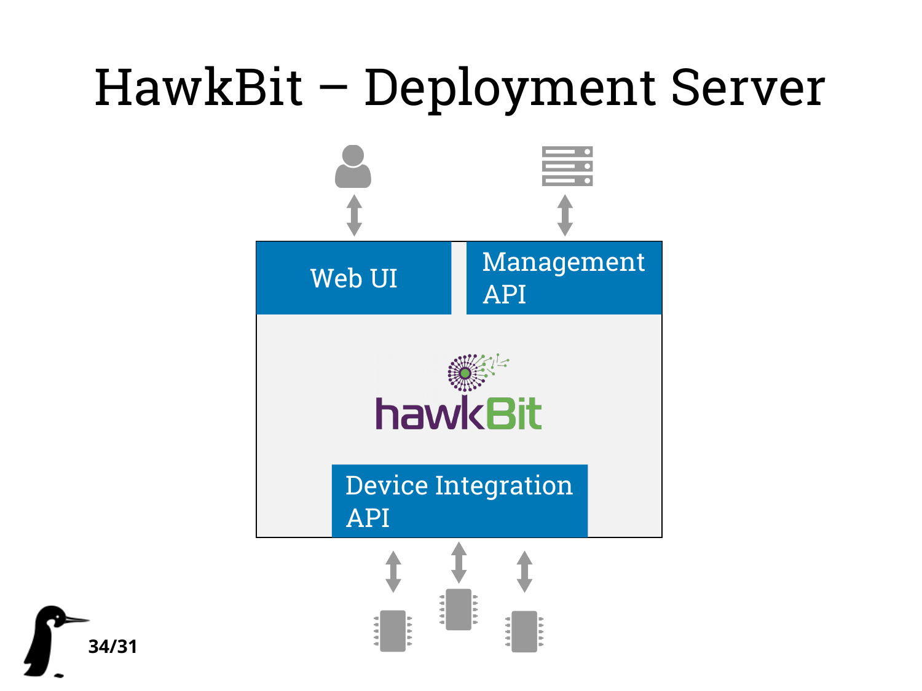# HawkBit – Deployment Server

Web UI

Management API

hawkBit

Device Integration API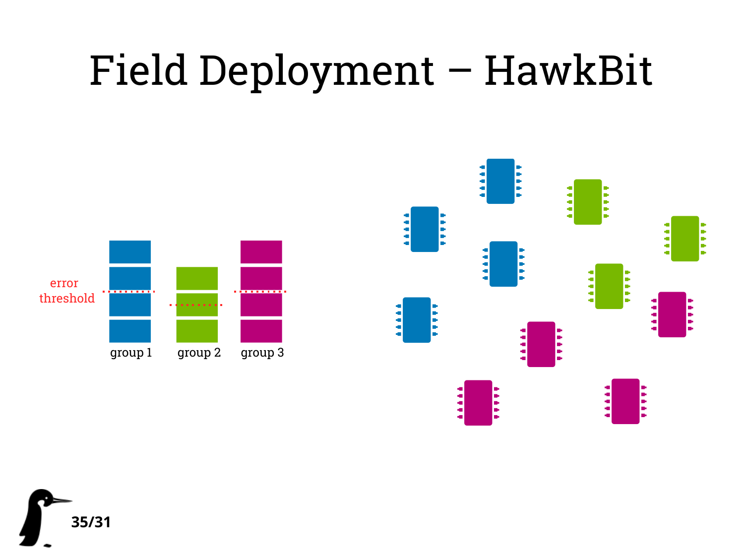# Field Deployment – HawkBit

error threshold

group 1 group 2 group 3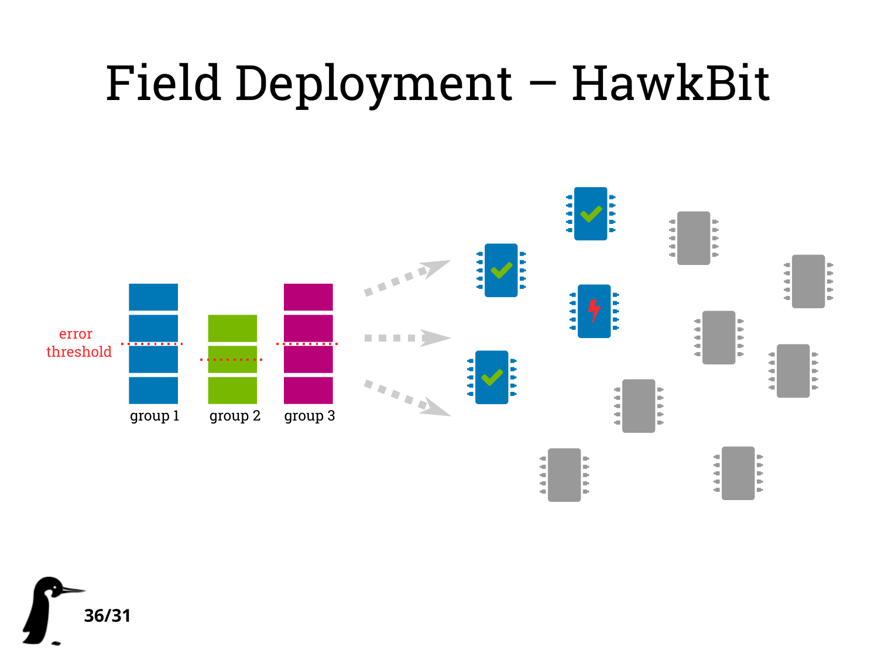# Field Deployment – HawkBit

error threshold

group 1

group 2

group 3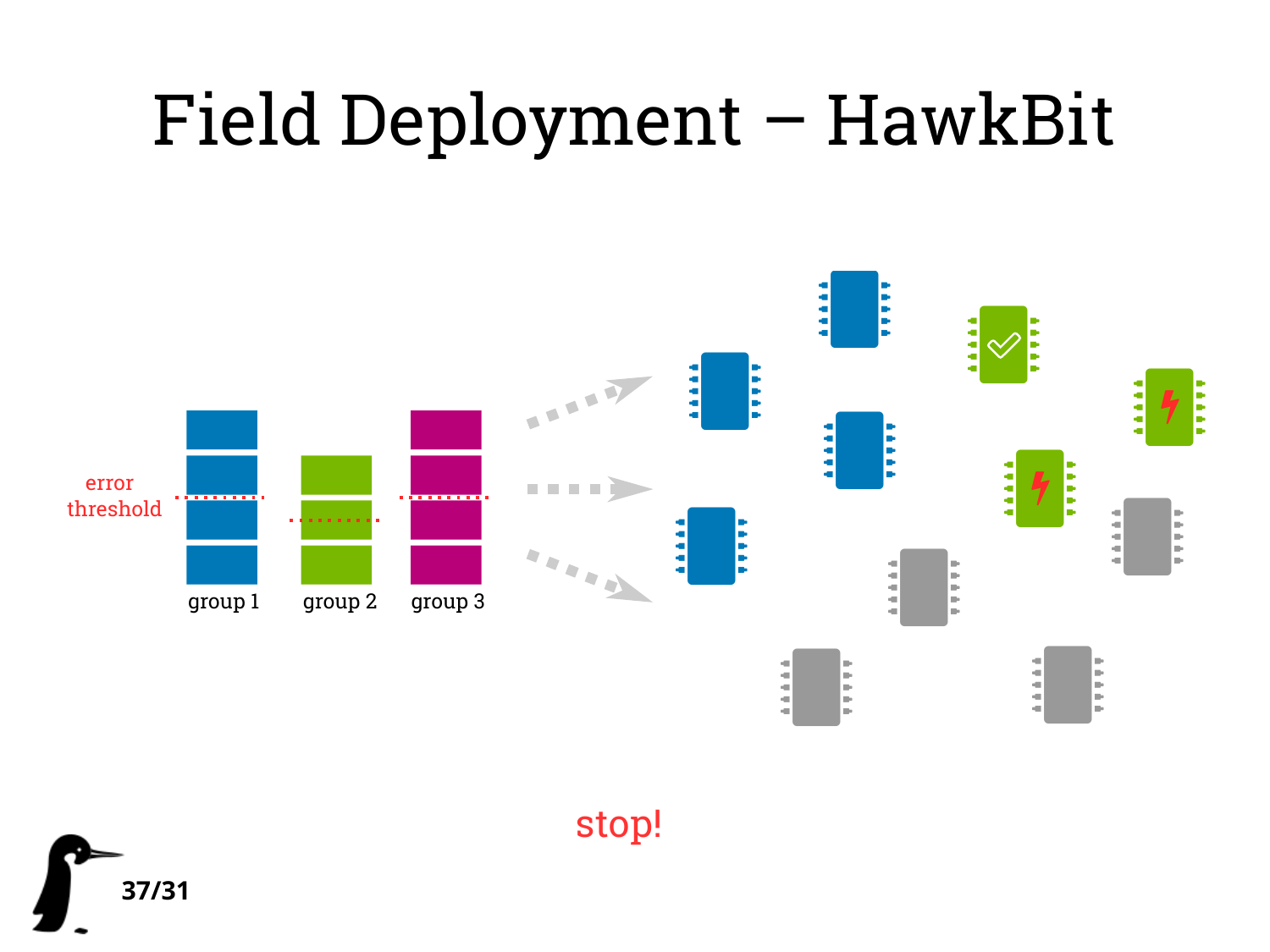# Field Deployment – HawkBit

error threshold

group 1

group 2

group 3

stop!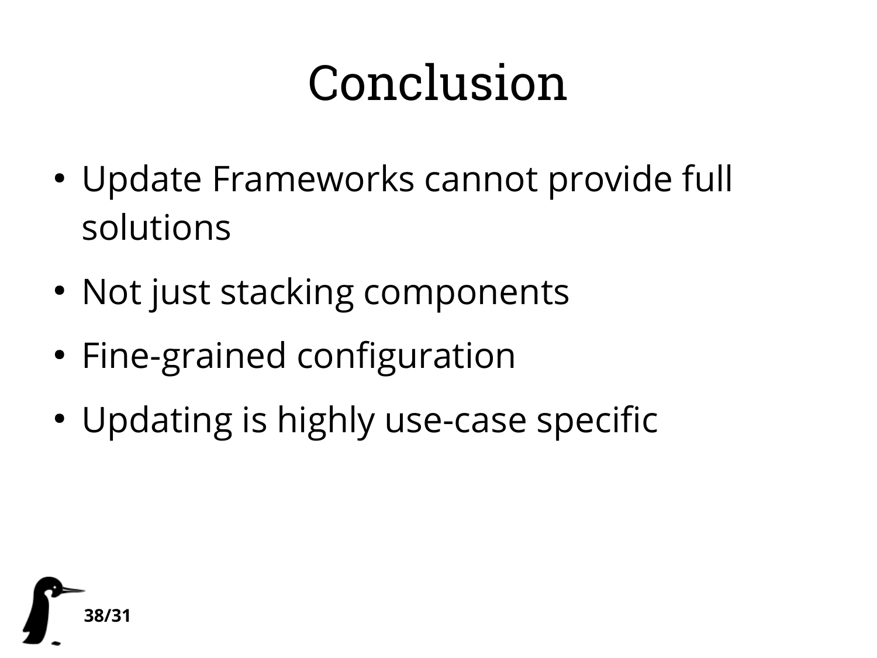# Conclusion

- Update Frameworks cannot provide full solutions
- Not just stacking components
- Fine-grained configuration
- Updating is highly use-case specific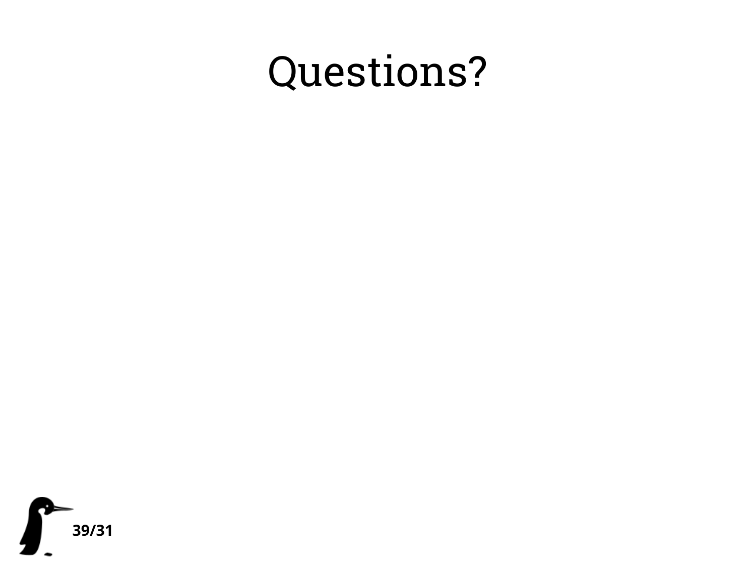# Questions?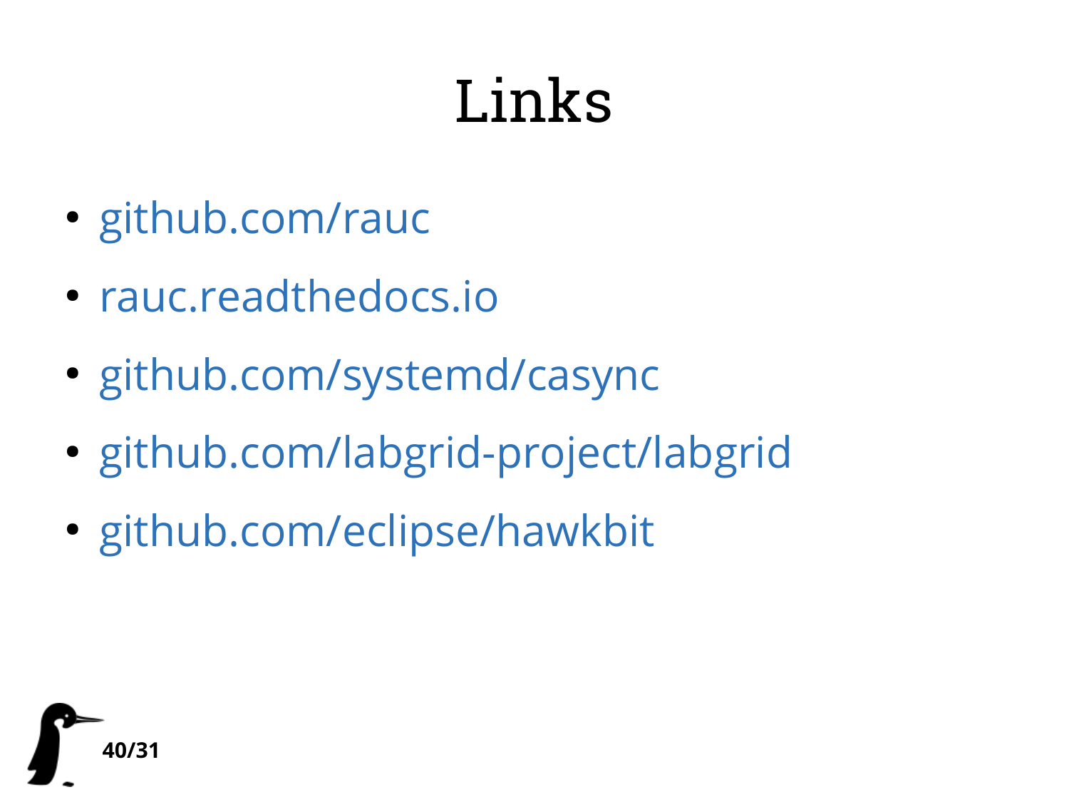# Links

- github.com/rauc
- rauc.readthedocs.io
- github.com/systemd/casync
- github.com/labgrid-project/labgrid
- github.com/eclipse/hawkbit